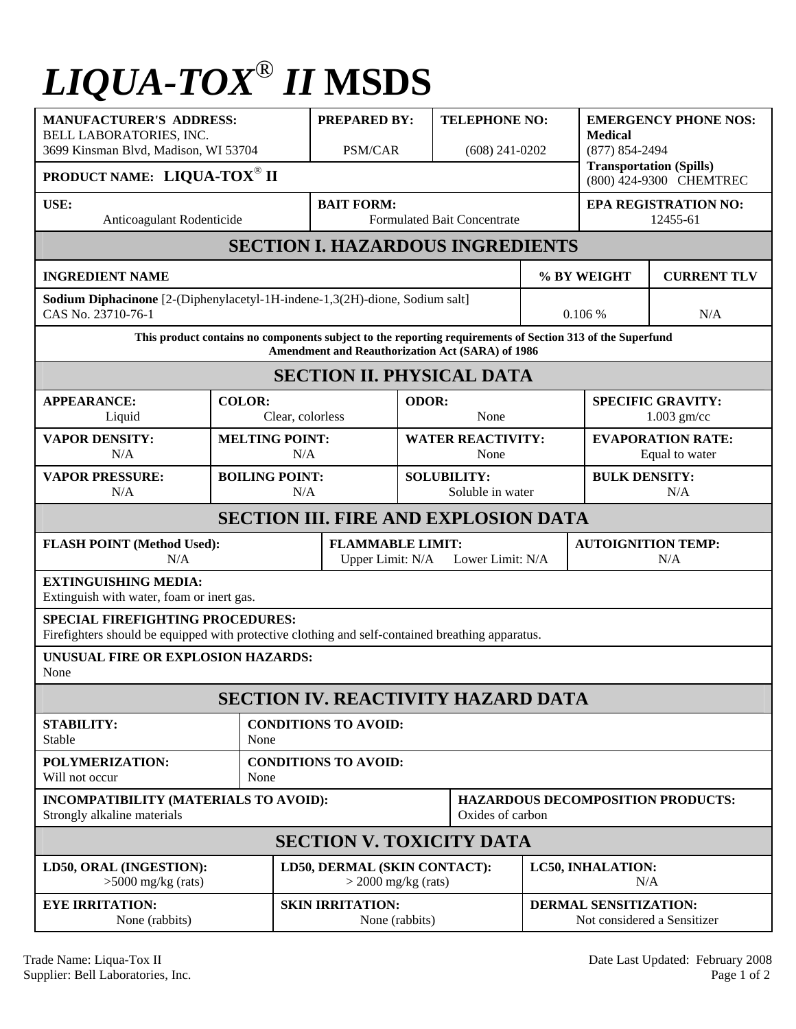# *LIQUA-TOX® II* MSDS

| MANUFACTURER'S ADDRESS: | PREPARED BY: | TELEPHONE NO: | EMERGENCY PHONE NOS: |
|---|---|---|---|
| BELL LABORATORIES, INC.<br>3699 Kinsman Blvd, Madison, WI 53704 | PSM/CAR | (608) 241-0202 | **Medical**<br>(877) 854-2494<br>**Transportation (Spills)**<br>(800) 424-9300 CHEMTREC |
| **PRODUCT NAME: LIQUA-TOX® II** | | | |
| **USE:**<br>Anticoagulant Rodenticide | **BAIT FORM:**<br>Formulated Bait Concentrate | | **EPA REGISTRATION NO:**<br>12455-61 |

## SECTION I. HAZARDOUS INGREDIENTS

| INGREDIENT NAME | % BY WEIGHT | CURRENT TLV |
|---|---|---|
| **Sodium Diphacinone** [2-(Diphenylacetyl-1H-indene-1,3(2H)-dione, Sodium salt]<br>CAS No. 23710-76-1 | 0.106 % | N/A |

**This product contains no components subject to the reporting requirements of Section 313 of the Superfund Amendment and Reauthorization Act (SARA) of 1986**

## SECTION II. PHYSICAL DATA

| APPEARANCE: | COLOR: | ODOR: | SPECIFIC GRAVITY: |
|---|---|---|---|
| Liquid | Clear, colorless | None | 1.003 gm/cc |
| **VAPOR DENSITY:**<br>N/A | **MELTING POINT:**<br>N/A | **WATER REACTIVITY:**<br>None | **EVAPORATION RATE:**<br>Equal to water |
| **VAPOR PRESSURE:**<br>N/A | **BOILING POINT:**<br>N/A | **SOLUBILITY:**<br>Soluble in water | **BULK DENSITY:**<br>N/A |

## SECTION III. FIRE AND EXPLOSION DATA

| FLASH POINT (Method Used): | FLAMMABLE LIMIT: | AUTOIGNITION TEMP: |
|---|---|---|
| N/A | Upper Limit: N/A Lower Limit: N/A | N/A |

**EXTINGUISHING MEDIA:**
Extinguish with water, foam or inert gas.

**SPECIAL FIREFIGHTING PROCEDURES:**
Firefighters should be equipped with protective clothing and self-contained breathing apparatus.

**UNUSUAL FIRE OR EXPLOSION HAZARDS:**
None

## SECTION IV. REACTIVITY HAZARD DATA

| STABILITY: | CONDITIONS TO AVOID: |
|---|---|
| Stable | None |
| **POLYMERIZATION:**<br>Will not occur | **CONDITIONS TO AVOID:**<br>None |

| INCOMPATIBILITY (MATERIALS TO AVOID): | HAZARDOUS DECOMPOSITION PRODUCTS: |
|---|---|
| Strongly alkaline materials | Oxides of carbon |

## SECTION V. TOXICITY DATA

| LD50, ORAL (INGESTION): | LD50, DERMAL (SKIN CONTACT): | LC50, INHALATION: |
|---|---|---|
| >5000 mg/kg (rats) | > 2000 mg/kg (rats) | N/A |
| **EYE IRRITATION:**<br>None (rabbits) | **SKIN IRRITATION:**<br>None (rabbits) | **DERMAL SENSITIZATION:**<br>Not considered a Sensitizer |

Trade Name: Liqua-Tox II
Supplier: Bell Laboratories, Inc.

Date Last Updated: February 2008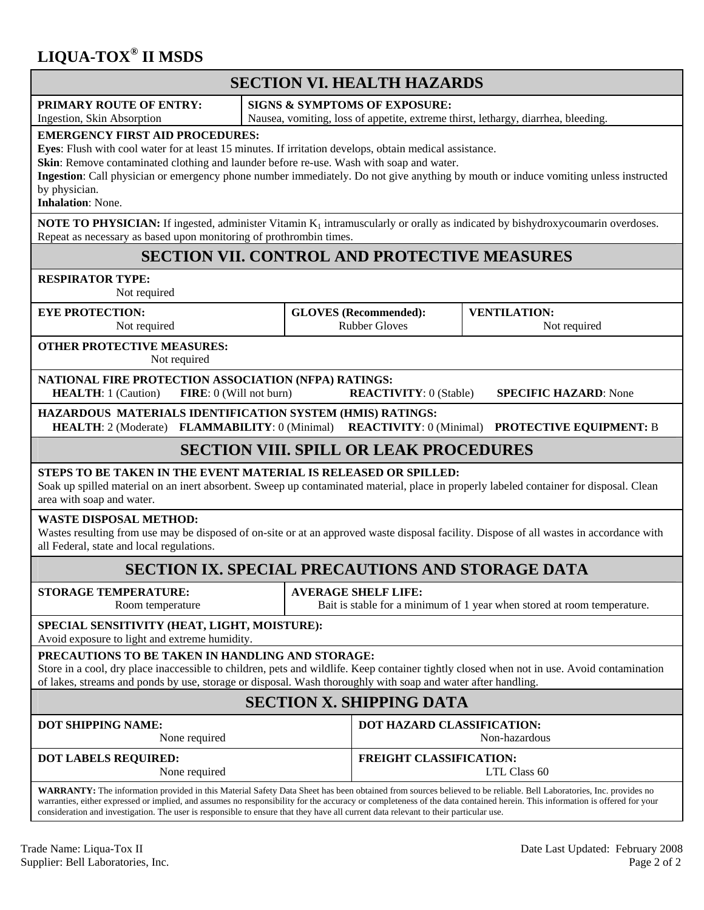# LIQUA-TOX® II MSDS

## SECTION VI. HEALTH HAZARDS

**PRIMARY ROUTE OF ENTRY:**
Ingestion, Skin Absorption

**SIGNS & SYMPTOMS OF EXPOSURE:**
Nausea, vomiting, loss of appetite, extreme thirst, lethargy, diarrhea, bleeding.

**EMERGENCY FIRST AID PROCEDURES:**
**Eyes**: Flush with cool water for at least 15 minutes. If irritation develops, obtain medical assistance.
**Skin**: Remove contaminated clothing and launder before re-use. Wash with soap and water.
**Ingestion**: Call physician or emergency phone number immediately. Do not give anything by mouth or induce vomiting unless instructed by physician.
**Inhalation**: None.

**NOTE TO PHYSICIAN:** If ingested, administer Vitamin $K_1$ intramuscularly or orally as indicated by bishydroxycoumarin overdoses. Repeat as necessary as based upon monitoring of prothrombin times.

## SECTION VII. CONTROL AND PROTECTIVE MEASURES

**RESPIRATOR TYPE:**
Not required

| EYE PROTECTION: | GLOVES (Recommended): | VENTILATION: |
|---|---|---|
| Not required | Rubber Gloves | Not required |

**OTHER PROTECTIVE MEASURES:**
Not required

**NATIONAL FIRE PROTECTION ASSOCIATION (NFPA) RATINGS:**
**HEALTH**: 1 (Caution) **FIRE**: 0 (Will not burn) **REACTIVITY**: 0 (Stable) **SPECIFIC HAZARD**: None

**HAZARDOUS MATERIALS IDENTIFICATION SYSTEM (HMIS) RATINGS:**
**HEALTH**: 2 (Moderate) **FLAMMABILITY**: 0 (Minimal) **REACTIVITY**: 0 (Minimal) **PROTECTIVE EQUIPMENT:** B

## SECTION VIII. SPILL OR LEAK PROCEDURES

**STEPS TO BE TAKEN IN THE EVENT MATERIAL IS RELEASED OR SPILLED:**
Soak up spilled material on an inert absorbent. Sweep up contaminated material, place in properly labeled container for disposal. Clean area with soap and water.

**WASTE DISPOSAL METHOD:**
Wastes resulting from use may be disposed of on-site or at an approved waste disposal facility. Dispose of all wastes in accordance with all Federal, state and local regulations.

## SECTION IX. SPECIAL PRECAUTIONS AND STORAGE DATA

| STORAGE TEMPERATURE: | AVERAGE SHELF LIFE: |
|---|---|
| Room temperature | Bait is stable for a minimum of 1 year when stored at room temperature. |

**SPECIAL SENSITIVITY (HEAT, LIGHT, MOISTURE):**
Avoid exposure to light and extreme humidity.

**PRECAUTIONS TO BE TAKEN IN HANDLING AND STORAGE:**
Store in a cool, dry place inaccessible to children, pets and wildlife. Keep container tightly closed when not in use. Avoid contamination of lakes, streams and ponds by use, storage or disposal. Wash thoroughly with soap and water after handling.

## SECTION X. SHIPPING DATA

| DOT SHIPPING NAME: | DOT HAZARD CLASSIFICATION: |
|---|---|
| None required | Non-hazardous |
| **DOT LABELS REQUIRED:** | **FREIGHT CLASSIFICATION:** |
| None required | LTL Class 60 |

**WARRANTY:** The information provided in this Material Safety Data Sheet has been obtained from sources believed to be reliable. Bell Laboratories, Inc. provides no warranties, either expressed or implied, and assumes no responsibility for the accuracy or completeness of the data contained herein. This information is offered for your consideration and investigation. The user is responsible to ensure that they have all current data relevant to their particular use.

Trade Name: Liqua-Tox II
Supplier: Bell Laboratories, Inc.

Date Last Updated: February 2008